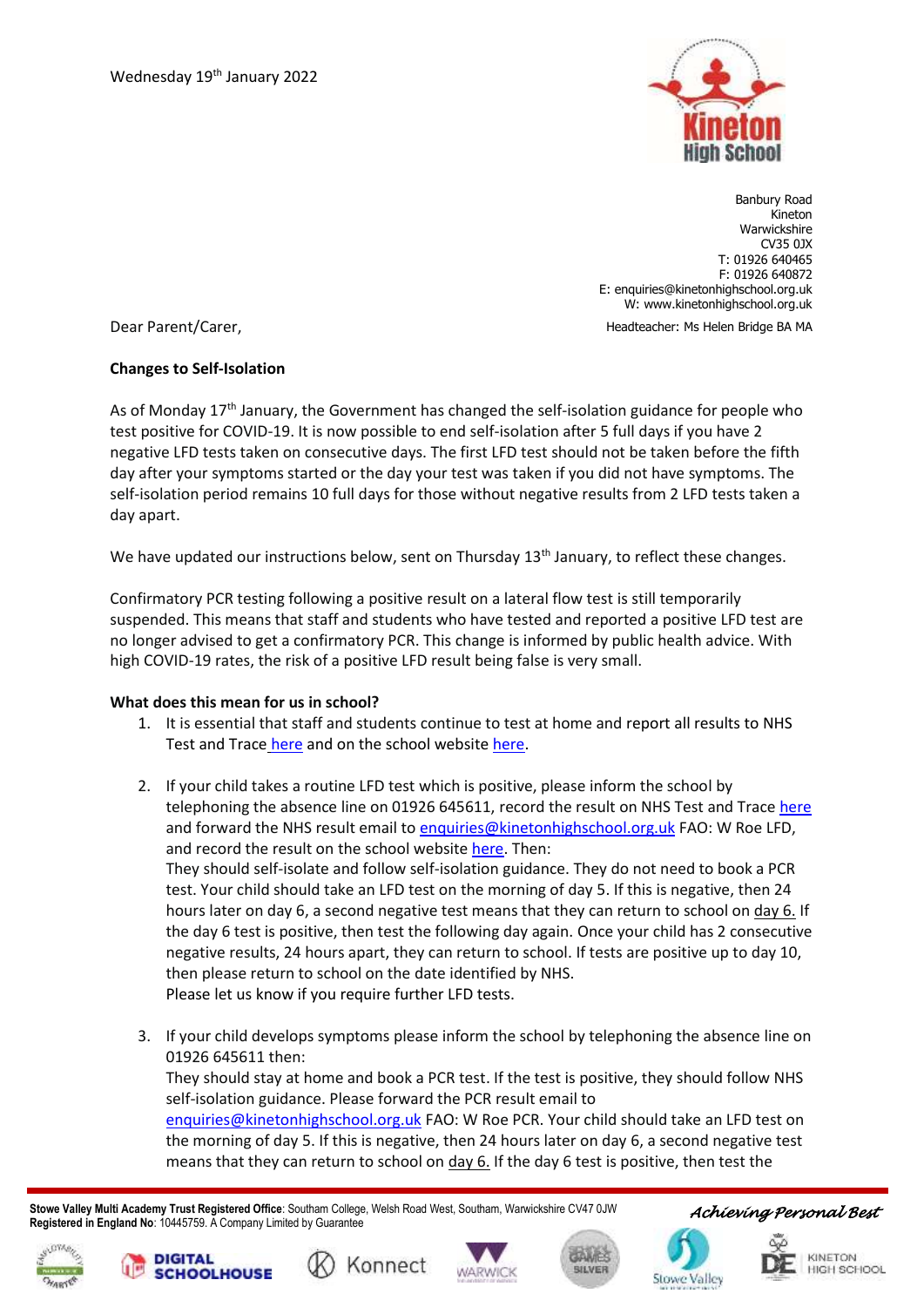Wednesday 19th January 2022

Banbury Road
Kineton
Warwickshire
CV35 0JX
T: 01926 640465
F: 01926 640872
E: enquiries@kinetonhighschool.org.uk
W: www.kinetonhighschool.org.uk

Headteacher: Ms Helen Bridge BA MA

Dear Parent/Carer,

**Changes to Self-Isolation**

As of Monday 17th January, the Government has changed the self-isolation guidance for people who test positive for COVID-19. It is now possible to end self-isolation after 5 full days if you have 2 negative LFD tests taken on consecutive days. The first LFD test should not be taken before the fifth day after your symptoms started or the day your test was taken if you did not have symptoms. The self-isolation period remains 10 full days for those without negative results from 2 LFD tests taken a day apart.

We have updated our instructions below, sent on Thursday 13th January, to reflect these changes.

Confirmatory PCR testing following a positive result on a lateral flow test is still temporarily suspended. This means that staff and students who have tested and reported a positive LFD test are no longer advised to get a confirmatory PCR. This change is informed by public health advice. With high COVID-19 rates, the risk of a positive LFD result being false is very small.

**What does this mean for us in school?**

1. It is essential that staff and students continue to test at home and report all results to NHS Test and Trace here and on the school website here.

2. If your child takes a routine LFD test which is positive, please inform the school by telephoning the absence line on 01926 645611, record the result on NHS Test and Trace here and forward the NHS result email to enquiries@kinetonhighschool.org.uk FAO: W Roe LFD, and record the result on the school website here. Then:
   They should self-isolate and follow self-isolation guidance. They do not need to book a PCR test. Your child should take an LFD test on the morning of day 5. If this is negative, then 24 hours later on day 6, a second negative test means that they can return to school on day 6. If the day 6 test is positive, then test the following day again. Once your child has 2 consecutive negative results, 24 hours apart, they can return to school. If tests are positive up to day 10, then please return to school on the date identified by NHS.
   Please let us know if you require further LFD tests.

3. If your child develops symptoms please inform the school by telephoning the absence line on 01926 645611 then:
   They should stay at home and book a PCR test. If the test is positive, they should follow NHS self-isolation guidance. Please forward the PCR result email to enquiries@kinetonhighschool.org.uk FAO: W Roe PCR. Your child should take an LFD test on the morning of day 5. If this is negative, then 24 hours later on day 6, a second negative test means that they can return to school on day 6. If the day 6 test is positive, then test the

**Stowe Valley Multi Academy Trust Registered Office**: Southam College, Welsh Road West, Southam, Warwickshire CV47 0JW
**Registered in England No**: 10445759. A Company Limited by Guarantee

*Achieving Personal Best*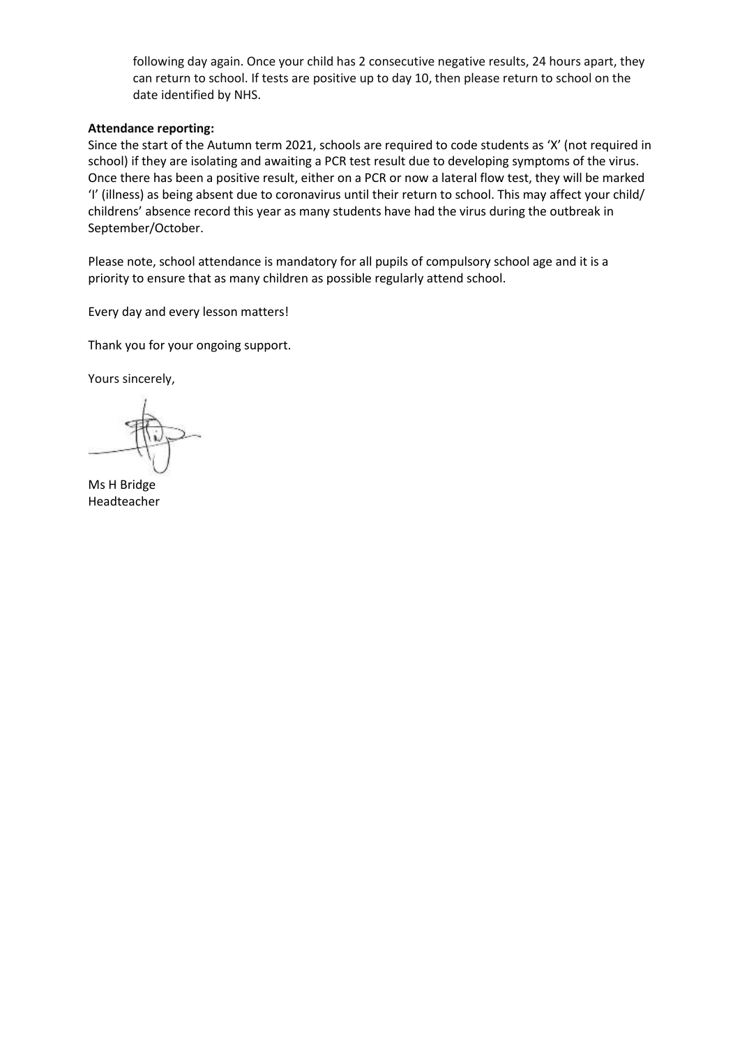following day again. Once your child has 2 consecutive negative results, 24 hours apart, they can return to school. If tests are positive up to day 10, then please return to school on the date identified by NHS.

**Attendance reporting:**

Since the start of the Autumn term 2021, schools are required to code students as 'X' (not required in school) if they are isolating and awaiting a PCR test result due to developing symptoms of the virus. Once there has been a positive result, either on a PCR or now a lateral flow test, they will be marked 'I' (illness) as being absent due to coronavirus until their return to school. This may affect your child/ childrens' absence record this year as many students have had the virus during the outbreak in September/October.

Please note, school attendance is mandatory for all pupils of compulsory school age and it is a priority to ensure that as many children as possible regularly attend school.

Every day and every lesson matters!

Thank you for your ongoing support.

Yours sincerely,

Ms H Bridge
Headteacher